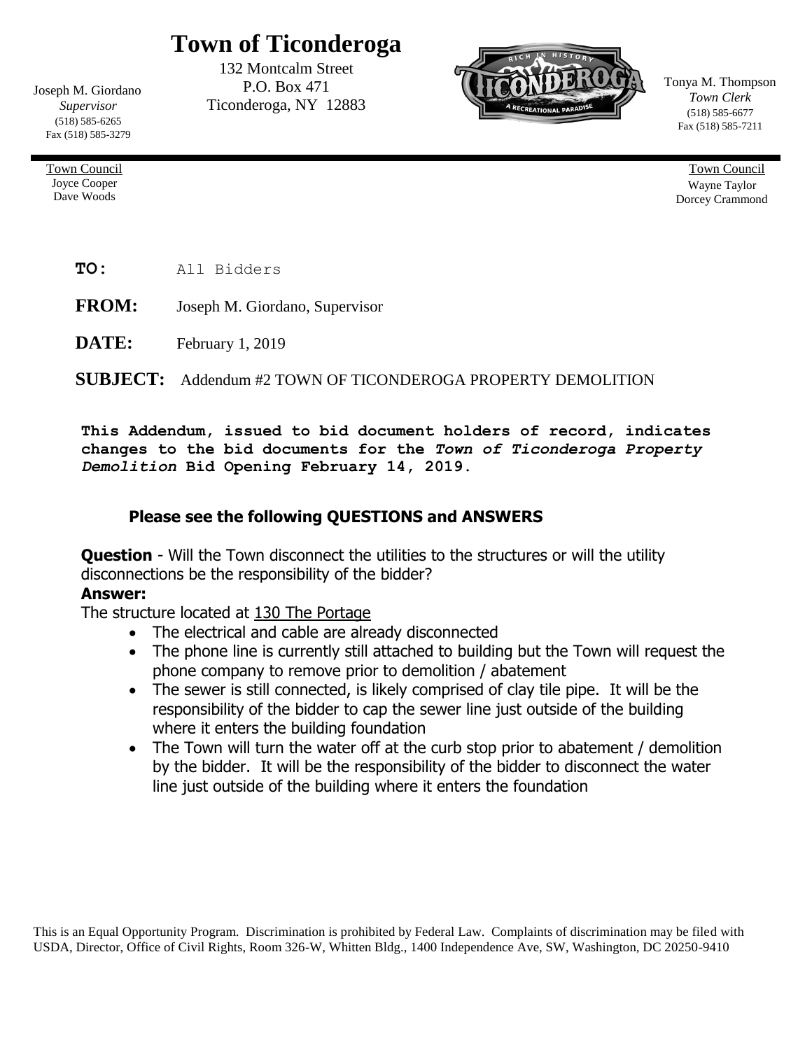# Town of Ticonderoga

132 Montcalm Street
P.O. Box 471
Ticonderoga, NY 12883

Joseph M. Giordano
*Supervisor*
(518) 585-6265
Fax (518) 585-3279

Tonya M. Thompson
*Town Clerk*
(518) 585-6677
Fax (518) 585-7211

Town Council
Joyce Cooper
Dave Woods

Town Council
Wayne Taylor
Dorcey Crammond

**TO:** All Bidders

**FROM:** Joseph M. Giordano, Supervisor

**DATE:** February 1, 2019

**SUBJECT:** Addendum #2 TOWN OF TICONDEROGA PROPERTY DEMOLITION

**This Addendum, issued to bid document holders of record, indicates changes to the bid documents for the *Town of Ticonderoga Property Demolition* Bid Opening February 14, 2019.**

**Please see the following QUESTIONS and ANSWERS**

**Question** - Will the Town disconnect the utilities to the structures or will the utility disconnections be the responsibility of the bidder?

**Answer:**

The structure located at 130 The Portage

- The electrical and cable are already disconnected
- The phone line is currently still attached to building but the Town will request the phone company to remove prior to demolition / abatement
- The sewer is still connected, is likely comprised of clay tile pipe. It will be the responsibility of the bidder to cap the sewer line just outside of the building where it enters the building foundation
- The Town will turn the water off at the curb stop prior to abatement / demolition by the bidder. It will be the responsibility of the bidder to disconnect the water line just outside of the building where it enters the foundation

This is an Equal Opportunity Program. Discrimination is prohibited by Federal Law. Complaints of discrimination may be filed with USDA, Director, Office of Civil Rights, Room 326-W, Whitten Bldg., 1400 Independence Ave, SW, Washington, DC 20250-9410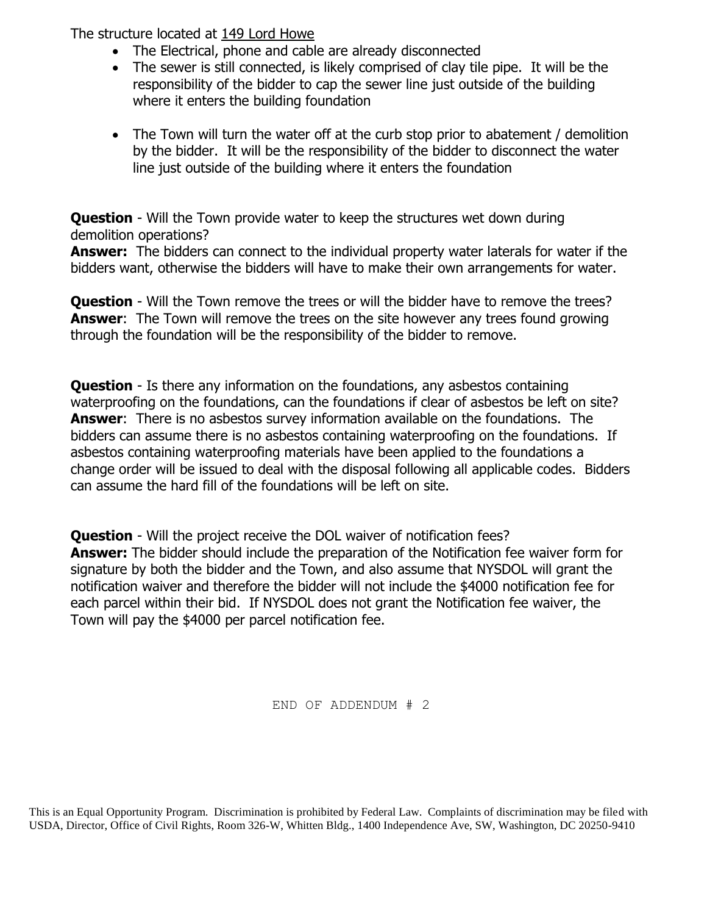The structure located at 149 Lord Howe

- The Electrical, phone and cable are already disconnected
- The sewer is still connected, is likely comprised of clay tile pipe. It will be the responsibility of the bidder to cap the sewer line just outside of the building where it enters the building foundation
- The Town will turn the water off at the curb stop prior to abatement / demolition by the bidder. It will be the responsibility of the bidder to disconnect the water line just outside of the building where it enters the foundation

**Question** - Will the Town provide water to keep the structures wet down during demolition operations?
**Answer:** The bidders can connect to the individual property water laterals for water if the bidders want, otherwise the bidders will have to make their own arrangements for water.

**Question** - Will the Town remove the trees or will the bidder have to remove the trees?
**Answer**: The Town will remove the trees on the site however any trees found growing through the foundation will be the responsibility of the bidder to remove.

**Question** - Is there any information on the foundations, any asbestos containing waterproofing on the foundations, can the foundations if clear of asbestos be left on site?
**Answer**: There is no asbestos survey information available on the foundations. The bidders can assume there is no asbestos containing waterproofing on the foundations. If asbestos containing waterproofing materials have been applied to the foundations a change order will be issued to deal with the disposal following all applicable codes. Bidders can assume the hard fill of the foundations will be left on site.

**Question** - Will the project receive the DOL waiver of notification fees?
**Answer:** The bidder should include the preparation of the Notification fee waiver form for signature by both the bidder and the Town, and also assume that NYSDOL will grant the notification waiver and therefore the bidder will not include the $4000 notification fee for each parcel within their bid. If NYSDOL does not grant the Notification fee waiver, the Town will pay the $4000 per parcel notification fee.

END OF ADDENDUM # 2

This is an Equal Opportunity Program. Discrimination is prohibited by Federal Law. Complaints of discrimination may be filed with USDA, Director, Office of Civil Rights, Room 326-W, Whitten Bldg., 1400 Independence Ave, SW, Washington, DC 20250-9410